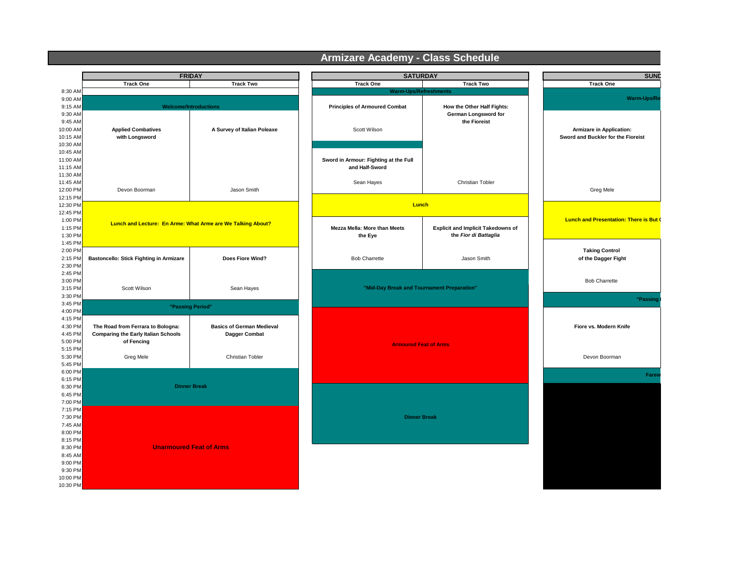# Armizare Academy - Class Schedule

| Time | FRIDAY Track One | FRIDAY Track Two | SATURDAY Track One | SATURDAY Track Two | SUND... Track One |
|---|---|---|---|---|---|
| 8:30 AM | | | Warm-Ups/Refreshments | | Warm-Ups/Re... |
| 9:00 AM | Welcome/Introductions | | | | |
| 9:15 AM | | | **Principles of Armoured Combat** | **How the Other Half Fights: German Longsword for the Fioreist** | |
| 10:00 AM | **Applied Combatives with Longsword** | **A Survey of Italian Poleaxe** | Scott Wilson | | **Armizare in Application: Sword and Buckler for the Fioreist** |
| 11:00 AM | | | **Sword in Armour: Fighting at the Full and Half-Sword** | | |
| 11:45 AM | | | Sean Hayes | Christian Tobler | |
| 12:00 PM | Devon Boorman | Jason Smith | | | Greg Mele |
| 12:30 PM | **Lunch and Lecture: En Arme: What Arme are We Talking About?** | | **Lunch** | | |
| 1:00 PM | | | | | **Lunch and Presentation: There is But (...** |
| 1:15 PM | | | **Mezza Mella: More than Meets the Eye** | **Explicit and Implicit Takedowns of the *Fior di Battaglia*** | |
| 2:00 PM | | | | | **Taking Control of the Dagger Fight** |
| 2:15 PM | **Bastoncello: Stick Fighting in Armizare** | **Does Fiore Wind?** | Bob Charrette | Jason Smith | |
| 3:00 PM | | | **"Mid-Day Break and Tournament Preparation"** | | Bob Charrette |
| 3:15 PM | Scott Wilson | Sean Hayes | | | |
| 3:30 PM | | | | | **"Passing ...** |
| 3:45 PM | **"Passing Period"** | | | | |
| 4:30 PM | **The Road from Ferrara to Bologna: Comparing the Early Italian Schools of Fencing** | **Basics of German Medieval Dagger Combat** | **Armoured Feat of Arms** | | **Fiore vs. Modern Knife** |
| 5:30 PM | Greg Mele | Christian Tobler | | | Devon Boorman |
| 6:00 PM | **Dinner Break** | | | | **Farew...** |
| 7:15 PM | **Unarmoured Feat of Arms** | | **Dinner Break** | | |

Time slots: 8:30 AM, 9:00 AM, 9:15 AM, 9:30 AM, 9:45 AM, 10:00 AM, 10:15 AM, 10:30 AM, 10:45 AM, 11:00 AM, 11:15 AM, 11:30 AM, 11:45 AM, 12:00 PM, 12:15 PM, 12:30 PM, 12:45 PM, 1:00 PM, 1:15 PM, 1:30 PM, 1:45 PM, 2:00 PM, 2:15 PM, 2:30 PM, 2:45 PM, 3:00 PM, 3:15 PM, 3:30 PM, 3:45 PM, 4:00 PM, 4:15 PM, 4:30 PM, 4:45 PM, 5:00 PM, 5:15 PM, 5:30 PM, 5:45 PM, 6:00 PM, 6:15 PM, 6:30 PM, 6:45 PM, 7:00 PM, 7:15 PM, 7:30 PM, 7:45 AM, 8:00 PM, 8:15 PM, 8:30 PM, 8:45 AM, 9:00 PM, 9:30 PM, 10:00 PM, 10:30 PM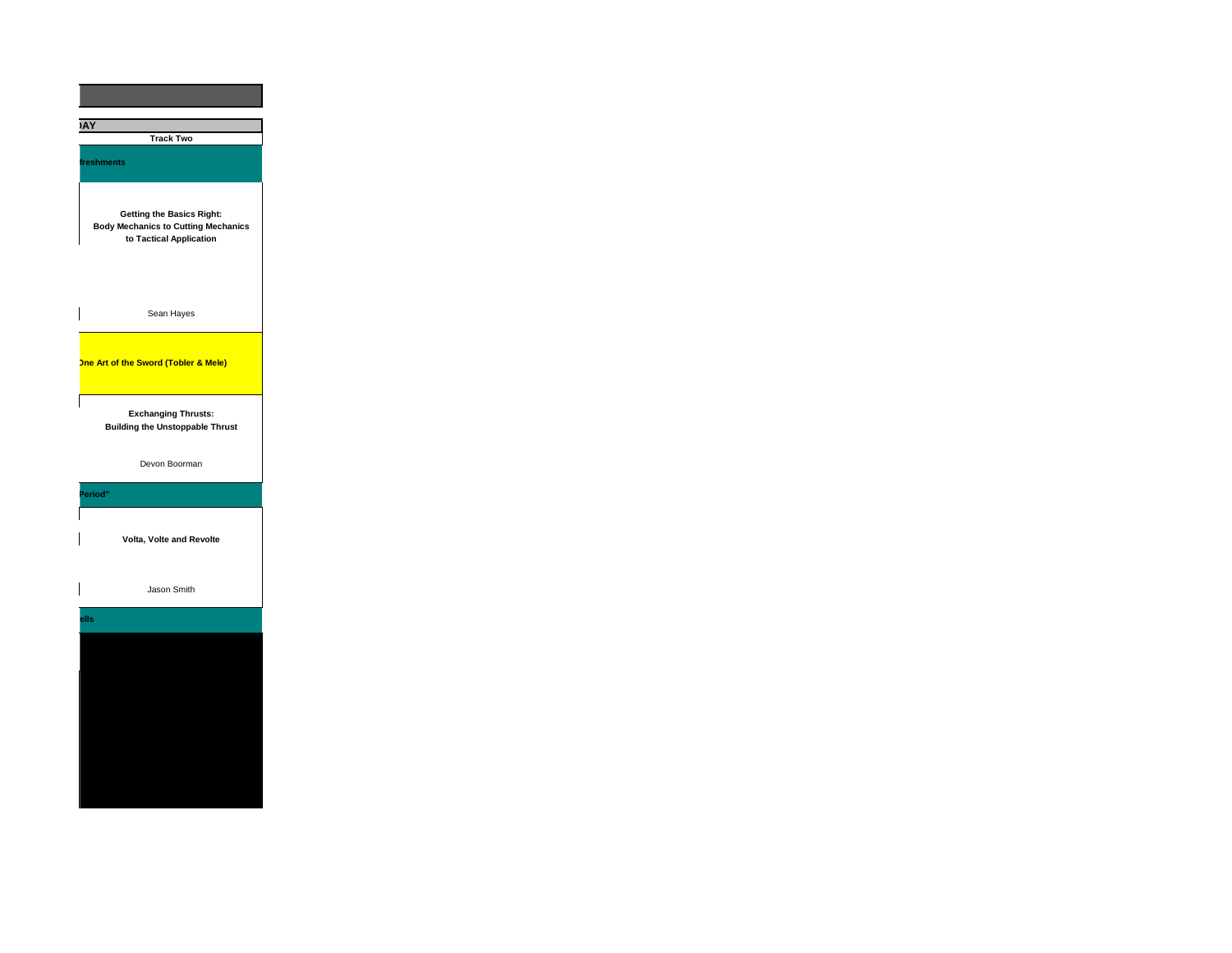| |
|---|
| **AY** |
| **Track Two** |
| **freshments** |
| **Getting the Basics Right: Body Mechanics to Cutting Mechanics to Tactical Application**<br><br>Sean Hayes |
| **One Art of the Sword (Tobler & Mele)** |
| **Exchanging Thrusts: Building the Unstoppable Thrust**<br><br>Devon Boorman |
| **Period"** |
| **Volta, Volte and Revolte**<br><br>Jason Smith |
| **ells** |